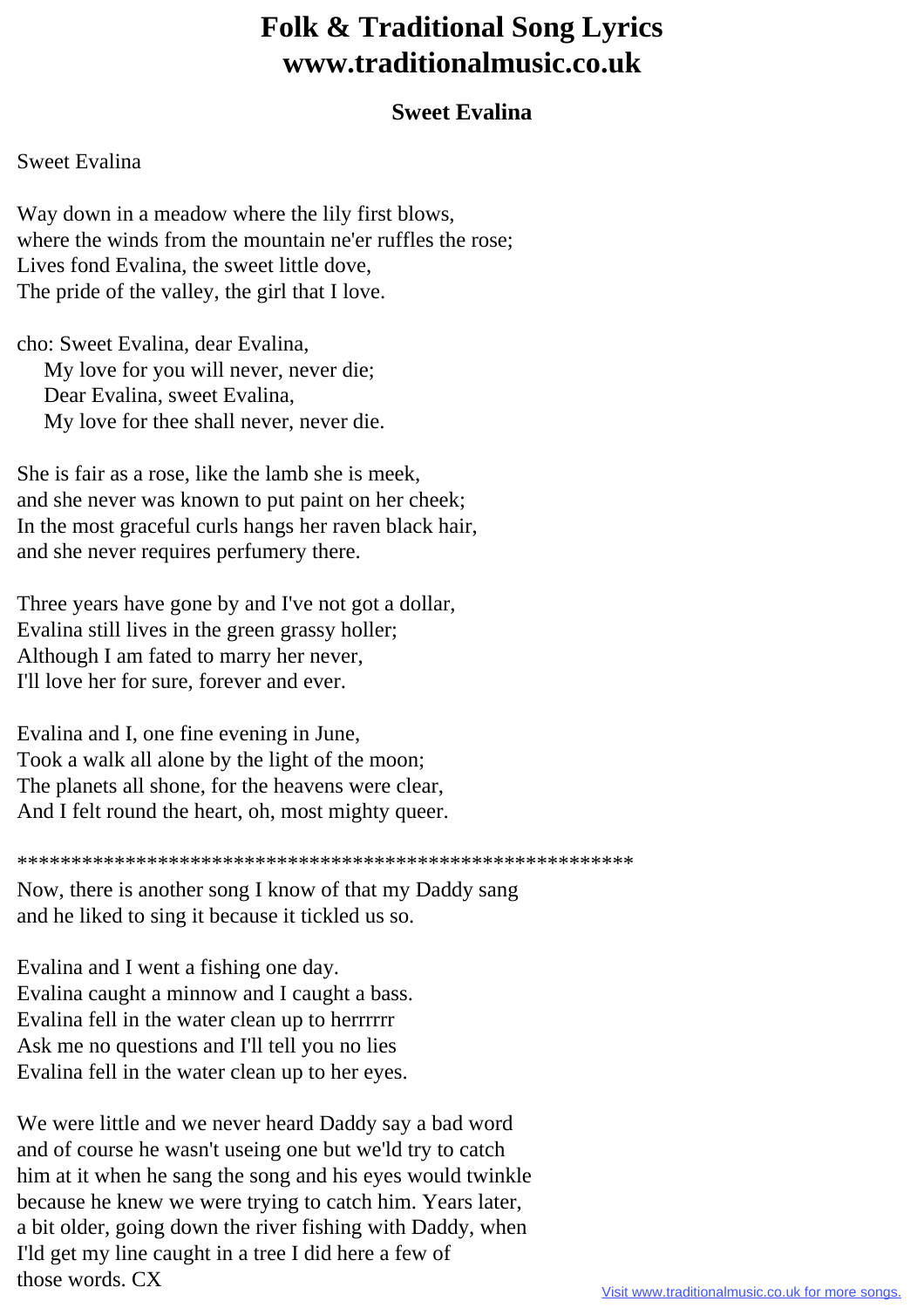# Folk & Traditional Song Lyrics
# www.traditionalmusic.co.uk

### Sweet Evalina

Sweet Evalina

Way down in a meadow where the lily first blows,
where the winds from the mountain ne'er ruffles the rose;
Lives fond Evalina, the sweet little dove,
The pride of the valley, the girl that I love.

cho: Sweet Evalina, dear Evalina,
   My love for you will never, never die;
   Dear Evalina, sweet Evalina,
   My love for thee shall never, never die.

She is fair as a rose, like the lamb she is meek,
and she never was known to put paint on her cheek;
In the most graceful curls hangs her raven black hair,
and she never requires perfumery there.

Three years have gone by and I've not got a dollar,
Evalina still lives in the green grassy holler;
Although I am fated to marry her never,
I'll love her for sure, forever and ever.

Evalina and I, one fine evening in June,
Took a walk all alone by the light of the moon;
The planets all shone, for the heavens were clear,
And I felt round the heart, oh, most mighty queer.

**********************************************************
Now, there is another song I know of that my Daddy sang
and he liked to sing it because it tickled us so.

Evalina and I went a fishing one day.
Evalina caught a minnow and I caught a bass.
Evalina fell in the water clean up to herrrrrr
Ask me no questions and I'll tell you no lies
Evalina fell in the water clean up to her eyes.

We were little and we never heard Daddy say a bad word
and of course he wasn't useing one but we'ld try to catch
him at it when he sang the song and his eyes would twinkle
because he knew we were trying to catch him. Years later,
a bit older, going down the river fishing with Daddy, when
I'ld get my line caught in a tree I did here a few of
those words. CX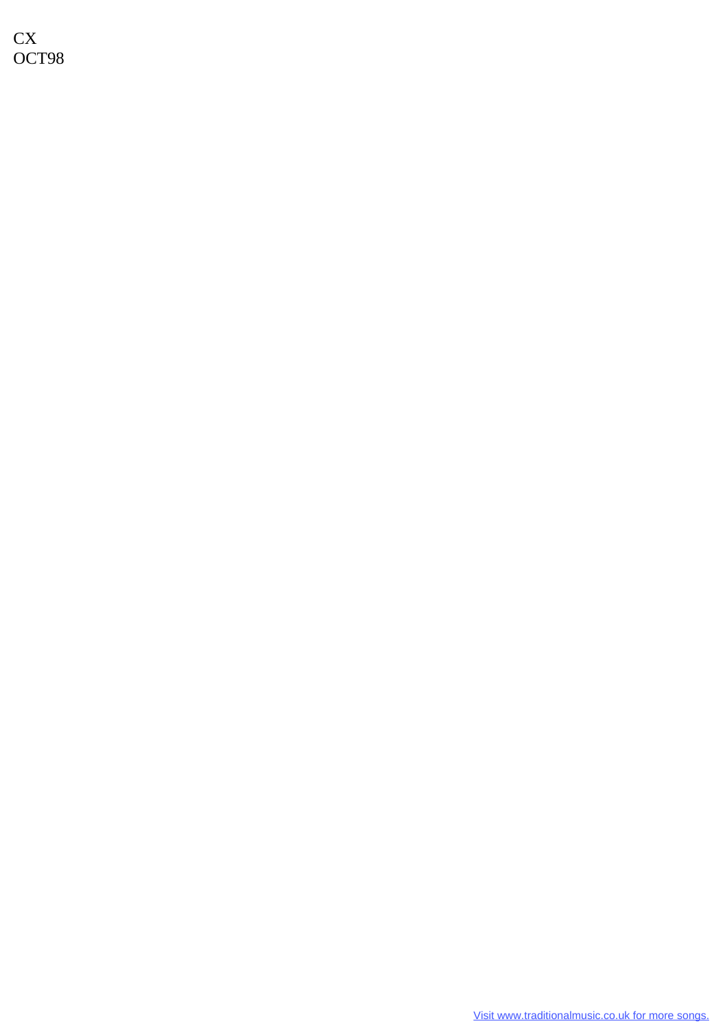CX
OCT98